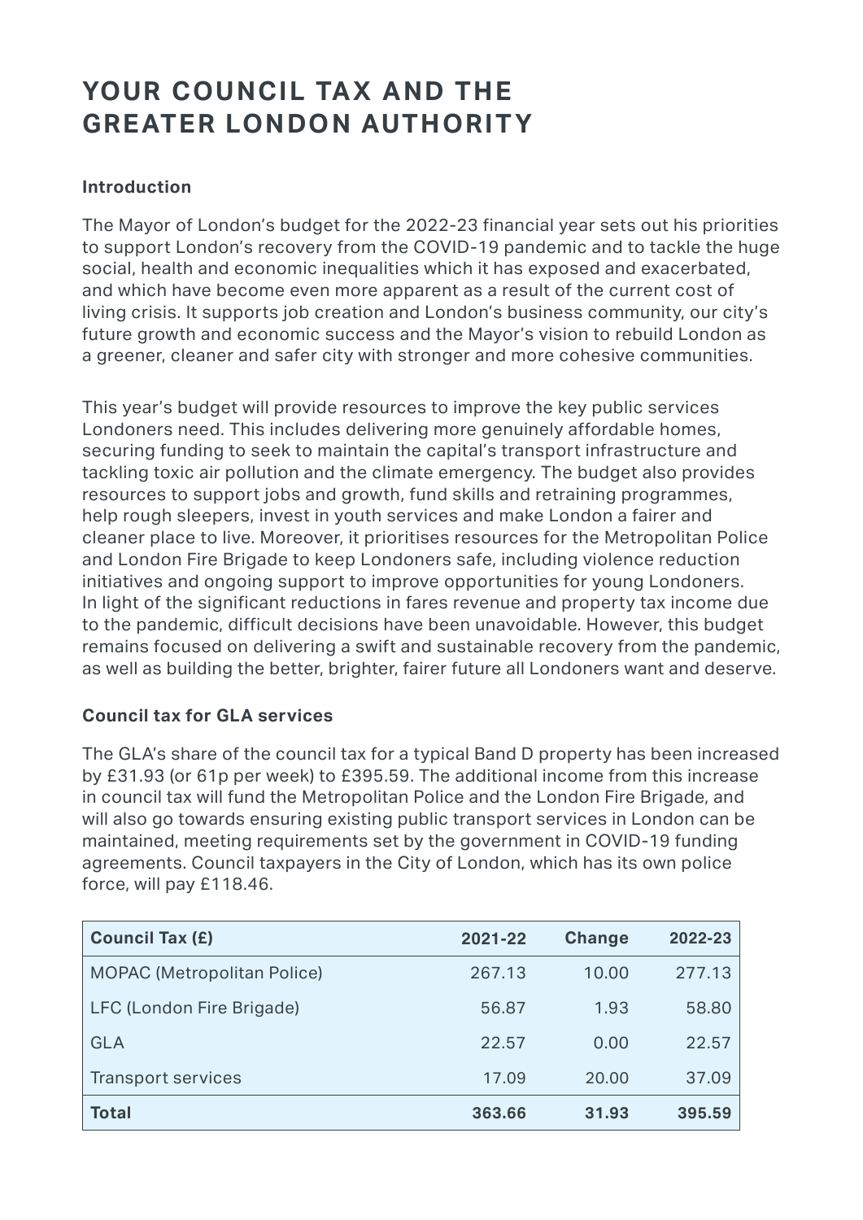# YOUR COUNCIL TAX AND THE GREATER LONDON AUTHORITY

### Introduction

The Mayor of London's budget for the 2022-23 financial year sets out his priorities to support London's recovery from the COVID-19 pandemic and to tackle the huge social, health and economic inequalities which it has exposed and exacerbated, and which have become even more apparent as a result of the current cost of living crisis. It supports job creation and London's business community, our city's future growth and economic success and the Mayor's vision to rebuild London as a greener, cleaner and safer city with stronger and more cohesive communities.

This year's budget will provide resources to improve the key public services Londoners need. This includes delivering more genuinely affordable homes, securing funding to seek to maintain the capital's transport infrastructure and tackling toxic air pollution and the climate emergency. The budget also provides resources to support jobs and growth, fund skills and retraining programmes, help rough sleepers, invest in youth services and make London a fairer and cleaner place to live. Moreover, it prioritises resources for the Metropolitan Police and London Fire Brigade to keep Londoners safe, including violence reduction initiatives and ongoing support to improve opportunities for young Londoners. In light of the significant reductions in fares revenue and property tax income due to the pandemic, difficult decisions have been unavoidable. However, this budget remains focused on delivering a swift and sustainable recovery from the pandemic, as well as building the better, brighter, fairer future all Londoners want and deserve.

### Council tax for GLA services

The GLA's share of the council tax for a typical Band D property has been increased by £31.93 (or 61p per week) to £395.59. The additional income from this increase in council tax will fund the Metropolitan Police and the London Fire Brigade, and will also go towards ensuring existing public transport services in London can be maintained, meeting requirements set by the government in COVID-19 funding agreements. Council taxpayers in the City of London, which has its own police force, will pay £118.46.

| Council Tax (£) | 2021-22 | Change | 2022-23 |
|---|---|---|---|
| MOPAC (Metropolitan Police) | 267.13 | 10.00 | 277.13 |
| LFC (London Fire Brigade) | 56.87 | 1.93 | 58.80 |
| GLA | 22.57 | 0.00 | 22.57 |
| Transport services | 17.09 | 20.00 | 37.09 |
| **Total** | **363.66** | **31.93** | **395.59** |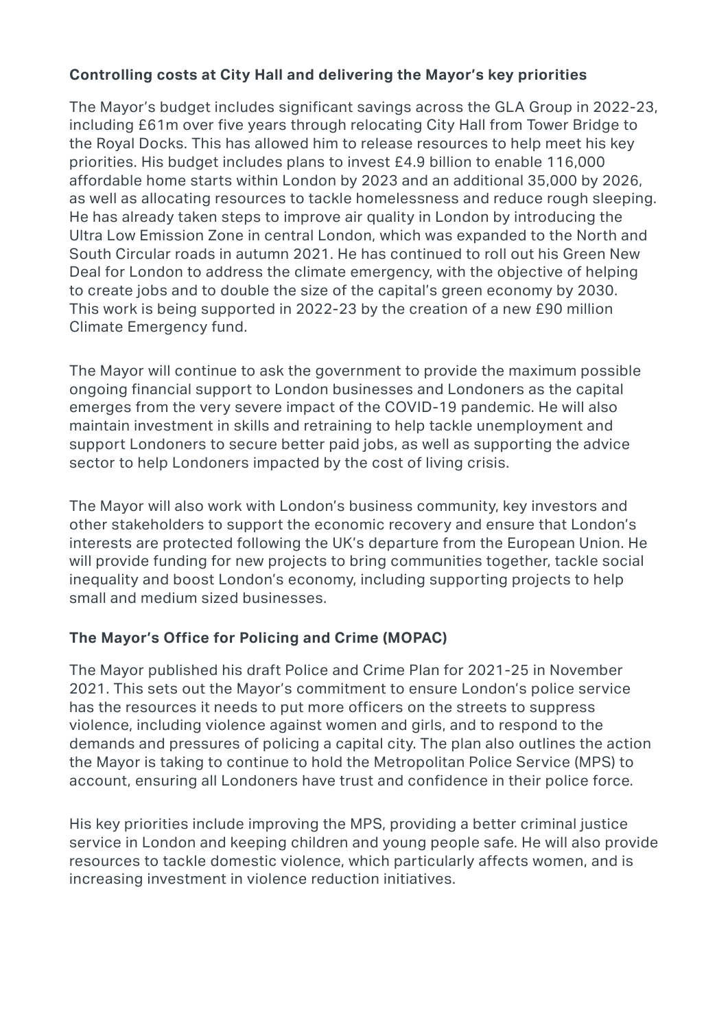**Controlling costs at City Hall and delivering the Mayor's key priorities**

The Mayor's budget includes significant savings across the GLA Group in 2022-23, including £61m over five years through relocating City Hall from Tower Bridge to the Royal Docks. This has allowed him to release resources to help meet his key priorities. His budget includes plans to invest £4.9 billion to enable 116,000 affordable home starts within London by 2023 and an additional 35,000 by 2026, as well as allocating resources to tackle homelessness and reduce rough sleeping. He has already taken steps to improve air quality in London by introducing the Ultra Low Emission Zone in central London, which was expanded to the North and South Circular roads in autumn 2021. He has continued to roll out his Green New Deal for London to address the climate emergency, with the objective of helping to create jobs and to double the size of the capital's green economy by 2030. This work is being supported in 2022-23 by the creation of a new £90 million Climate Emergency fund.

The Mayor will continue to ask the government to provide the maximum possible ongoing financial support to London businesses and Londoners as the capital emerges from the very severe impact of the COVID-19 pandemic. He will also maintain investment in skills and retraining to help tackle unemployment and support Londoners to secure better paid jobs, as well as supporting the advice sector to help Londoners impacted by the cost of living crisis.

The Mayor will also work with London's business community, key investors and other stakeholders to support the economic recovery and ensure that London's interests are protected following the UK's departure from the European Union. He will provide funding for new projects to bring communities together, tackle social inequality and boost London's economy, including supporting projects to help small and medium sized businesses.

**The Mayor's Office for Policing and Crime (MOPAC)**

The Mayor published his draft Police and Crime Plan for 2021-25 in November 2021. This sets out the Mayor's commitment to ensure London's police service has the resources it needs to put more officers on the streets to suppress violence, including violence against women and girls, and to respond to the demands and pressures of policing a capital city. The plan also outlines the action the Mayor is taking to continue to hold the Metropolitan Police Service (MPS) to account, ensuring all Londoners have trust and confidence in their police force.

His key priorities include improving the MPS, providing a better criminal justice service in London and keeping children and young people safe. He will also provide resources to tackle domestic violence, which particularly affects women, and is increasing investment in violence reduction initiatives.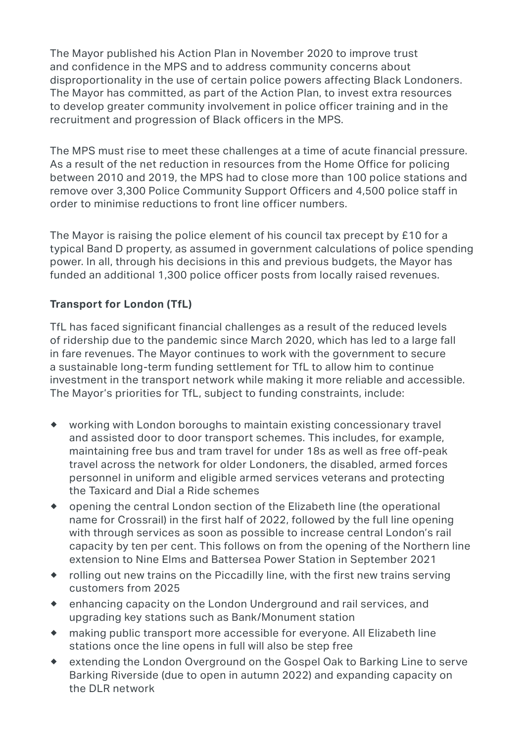The Mayor published his Action Plan in November 2020 to improve trust and confidence in the MPS and to address community concerns about disproportionality in the use of certain police powers affecting Black Londoners. The Mayor has committed, as part of the Action Plan, to invest extra resources to develop greater community involvement in police officer training and in the recruitment and progression of Black officers in the MPS.

The MPS must rise to meet these challenges at a time of acute financial pressure. As a result of the net reduction in resources from the Home Office for policing between 2010 and 2019, the MPS had to close more than 100 police stations and remove over 3,300 Police Community Support Officers and 4,500 police staff in order to minimise reductions to front line officer numbers.

The Mayor is raising the police element of his council tax precept by £10 for a typical Band D property, as assumed in government calculations of police spending power. In all, through his decisions in this and previous budgets, the Mayor has funded an additional 1,300 police officer posts from locally raised revenues.

**Transport for London (TfL)**

TfL has faced significant financial challenges as a result of the reduced levels of ridership due to the pandemic since March 2020, which has led to a large fall in fare revenues. The Mayor continues to work with the government to secure a sustainable long-term funding settlement for TfL to allow him to continue investment in the transport network while making it more reliable and accessible. The Mayor's priorities for TfL, subject to funding constraints, include:

- working with London boroughs to maintain existing concessionary travel and assisted door to door transport schemes. This includes, for example, maintaining free bus and tram travel for under 18s as well as free off-peak travel across the network for older Londoners, the disabled, armed forces personnel in uniform and eligible armed services veterans and protecting the Taxicard and Dial a Ride schemes
- opening the central London section of the Elizabeth line (the operational name for Crossrail) in the first half of 2022, followed by the full line opening with through services as soon as possible to increase central London's rail capacity by ten per cent. This follows on from the opening of the Northern line extension to Nine Elms and Battersea Power Station in September 2021
- rolling out new trains on the Piccadilly line, with the first new trains serving customers from 2025
- enhancing capacity on the London Underground and rail services, and upgrading key stations such as Bank/Monument station
- making public transport more accessible for everyone. All Elizabeth line stations once the line opens in full will also be step free
- extending the London Overground on the Gospel Oak to Barking Line to serve Barking Riverside (due to open in autumn 2022) and expanding capacity on the DLR network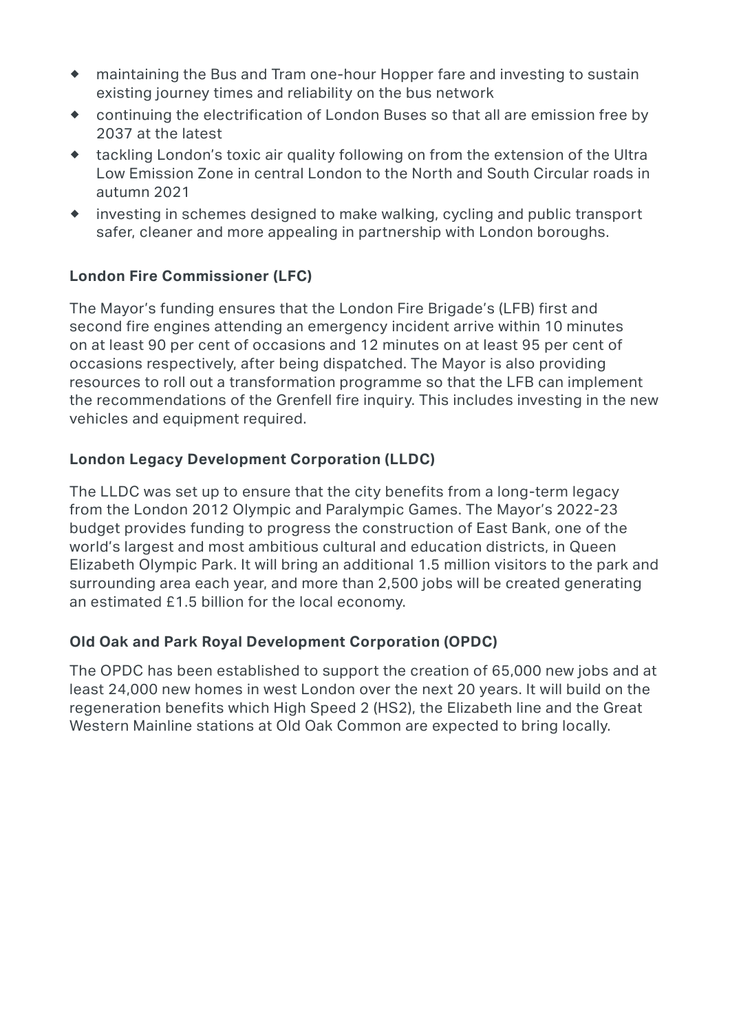- maintaining the Bus and Tram one-hour Hopper fare and investing to sustain existing journey times and reliability on the bus network
- continuing the electrification of London Buses so that all are emission free by 2037 at the latest
- tackling London's toxic air quality following on from the extension of the Ultra Low Emission Zone in central London to the North and South Circular roads in autumn 2021
- investing in schemes designed to make walking, cycling and public transport safer, cleaner and more appealing in partnership with London boroughs.

**London Fire Commissioner (LFC)**

The Mayor's funding ensures that the London Fire Brigade's (LFB) first and second fire engines attending an emergency incident arrive within 10 minutes on at least 90 per cent of occasions and 12 minutes on at least 95 per cent of occasions respectively, after being dispatched. The Mayor is also providing resources to roll out a transformation programme so that the LFB can implement the recommendations of the Grenfell fire inquiry. This includes investing in the new vehicles and equipment required.

**London Legacy Development Corporation (LLDC)**

The LLDC was set up to ensure that the city benefits from a long-term legacy from the London 2012 Olympic and Paralympic Games. The Mayor's 2022-23 budget provides funding to progress the construction of East Bank, one of the world's largest and most ambitious cultural and education districts, in Queen Elizabeth Olympic Park. It will bring an additional 1.5 million visitors to the park and surrounding area each year, and more than 2,500 jobs will be created generating an estimated £1.5 billion for the local economy.

**Old Oak and Park Royal Development Corporation (OPDC)**

The OPDC has been established to support the creation of 65,000 new jobs and at least 24,000 new homes in west London over the next 20 years. It will build on the regeneration benefits which High Speed 2 (HS2), the Elizabeth line and the Great Western Mainline stations at Old Oak Common are expected to bring locally.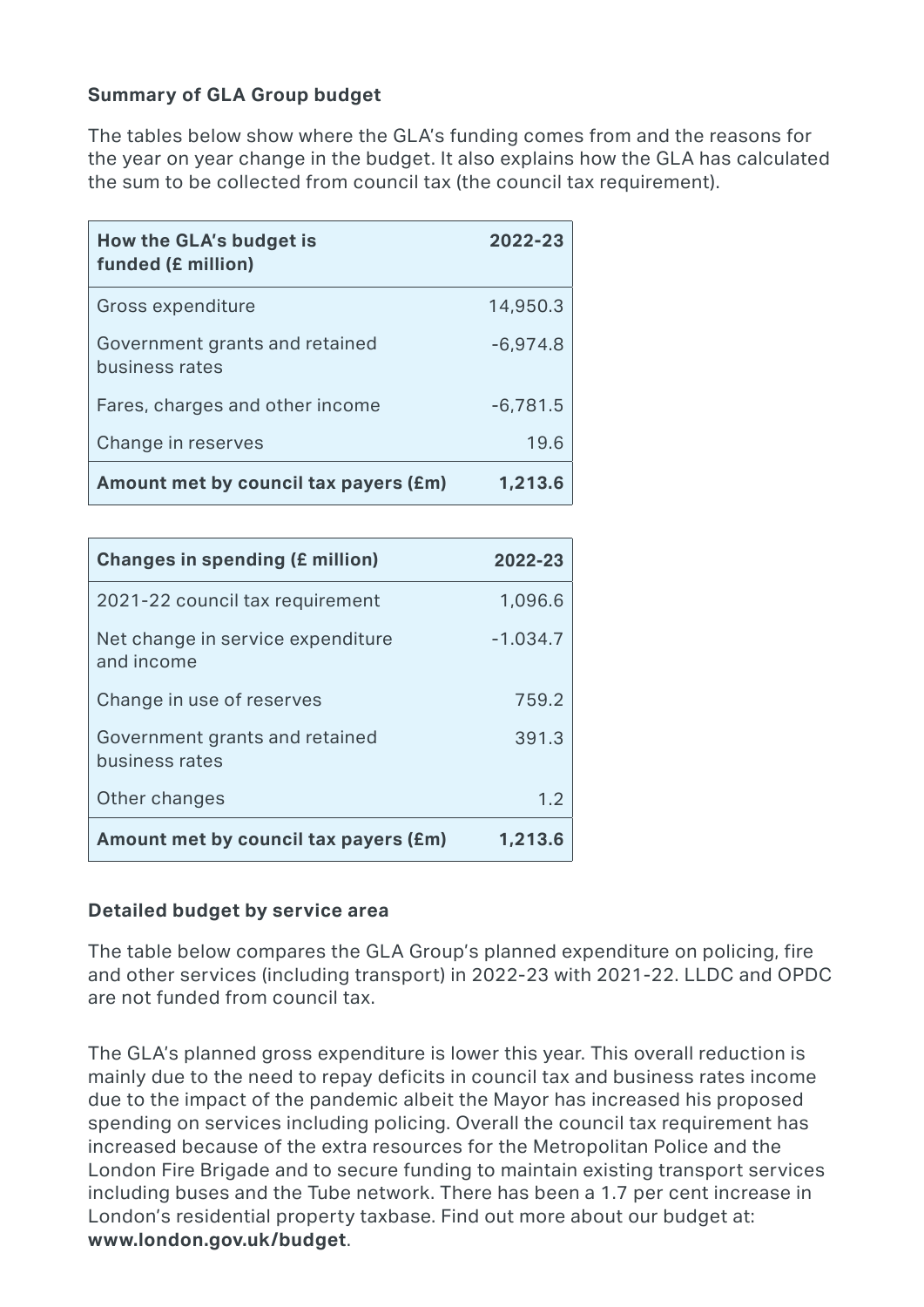### Summary of GLA Group budget

The tables below show where the GLA's funding comes from and the reasons for the year on year change in the budget. It also explains how the GLA has calculated the sum to be collected from council tax (the council tax requirement).

| How the GLA's budget is funded (£ million) | 2022-23 |
|---|---|
| Gross expenditure | 14,950.3 |
| Government grants and retained business rates | -6,974.8 |
| Fares, charges and other income | -6,781.5 |
| Change in reserves | 19.6 |
| **Amount met by council tax payers (£m)** | **1,213.6** |

| Changes in spending (£ million) | 2022-23 |
|---|---|
| 2021-22 council tax requirement | 1,096.6 |
| Net change in service expenditure and income | -1.034.7 |
| Change in use of reserves | 759.2 |
| Government grants and retained business rates | 391.3 |
| Other changes | 1.2 |
| **Amount met by council tax payers (£m)** | **1,213.6** |

### Detailed budget by service area

The table below compares the GLA Group's planned expenditure on policing, fire and other services (including transport) in 2022-23 with 2021-22. LLDC and OPDC are not funded from council tax.

The GLA's planned gross expenditure is lower this year. This overall reduction is mainly due to the need to repay deficits in council tax and business rates income due to the impact of the pandemic albeit the Mayor has increased his proposed spending on services including policing. Overall the council tax requirement has increased because of the extra resources for the Metropolitan Police and the London Fire Brigade and to secure funding to maintain existing transport services including buses and the Tube network. There has been a 1.7 per cent increase in London's residential property taxbase. Find out more about our budget at: **www.london.gov.uk/budget**.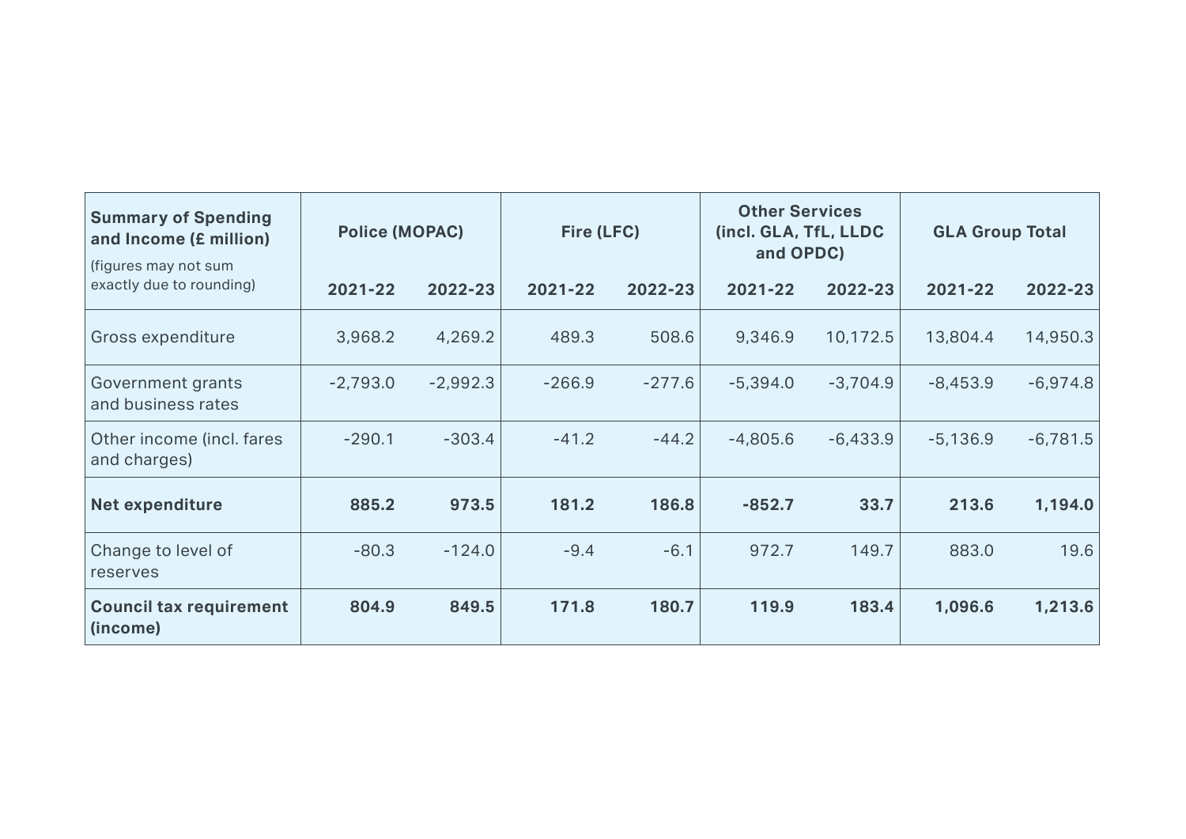| Summary of Spending and Income (£ million) (figures may not sum exactly due to rounding) | Police (MOPAC) | | Fire (LFC) | | Other Services (incl. GLA, TfL, LLDC and OPDC) | | GLA Group Total | |
|---|---|---|---|---|---|---|---|---|
| | 2021-22 | 2022-23 | 2021-22 | 2022-23 | 2021-22 | 2022-23 | 2021-22 | 2022-23 |
| Gross expenditure | 3,968.2 | 4,269.2 | 489.3 | 508.6 | 9,346.9 | 10,172.5 | 13,804.4 | 14,950.3 |
| Government grants and business rates | -2,793.0 | -2,992.3 | -266.9 | -277.6 | -5,394.0 | -3,704.9 | -8,453.9 | -6,974.8 |
| Other income (incl. fares and charges) | -290.1 | -303.4 | -41.2 | -44.2 | -4,805.6 | -6,433.9 | -5,136.9 | -6,781.5 |
| **Net expenditure** | **885.2** | **973.5** | **181.2** | **186.8** | **-852.7** | **33.7** | **213.6** | **1,194.0** |
| Change to level of reserves | -80.3 | -124.0 | -9.4 | -6.1 | 972.7 | 149.7 | 883.0 | 19.6 |
| **Council tax requirement (income)** | **804.9** | **849.5** | **171.8** | **180.7** | **119.9** | **183.4** | **1,096.6** | **1,213.6** |